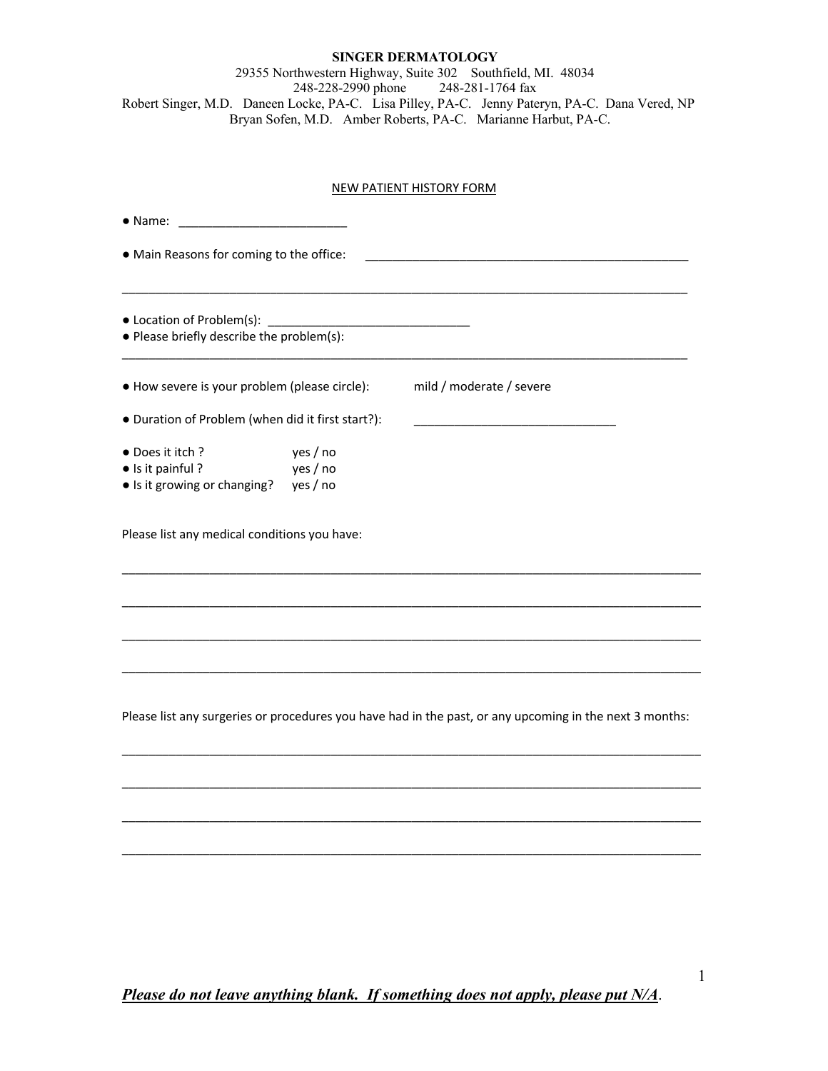**SINGER DERMATOLOGY**

29355 Northwestern Highway, Suite 302 Southfield, MI. 48034

248-228-2990 phone 248-281-1764 fax

Robert Singer, M.D. Daneen Locke, PA-C. Lisa Pilley, PA-C. Jenny Pateryn, PA-C. Dana Vered, NP

Bryan Sofen, M.D. Amber Roberts, PA-C. Marianne Harbut, PA-C.

## NEW PATIENT HISTORY FORM

- Name: _________________________
- Main Reasons for coming to the office: ___________________________________________________

_______________________________________________________________________________________

- Location of Problem(s): ______________________________
- Please briefly describe the problem(s):

_______________________________________________________________________________________

- How severe is your problem (please circle): mild / moderate / severe
- Duration of Problem (when did it first start?): ______________________________
- Does it itch ? yes / no
- Is it painful ? yes / no
- Is it growing or changing? yes / no

Please list any medical conditions you have:

_______________________________________________________________________________________

_______________________________________________________________________________________

_______________________________________________________________________________________

_______________________________________________________________________________________

Please list any surgeries or procedures you have had in the past, or any upcoming in the next 3 months:

_______________________________________________________________________________________

_______________________________________________________________________________________

_______________________________________________________________________________________

_______________________________________________________________________________________

***Please do not leave anything blank. If something does not apply, please put N/A***.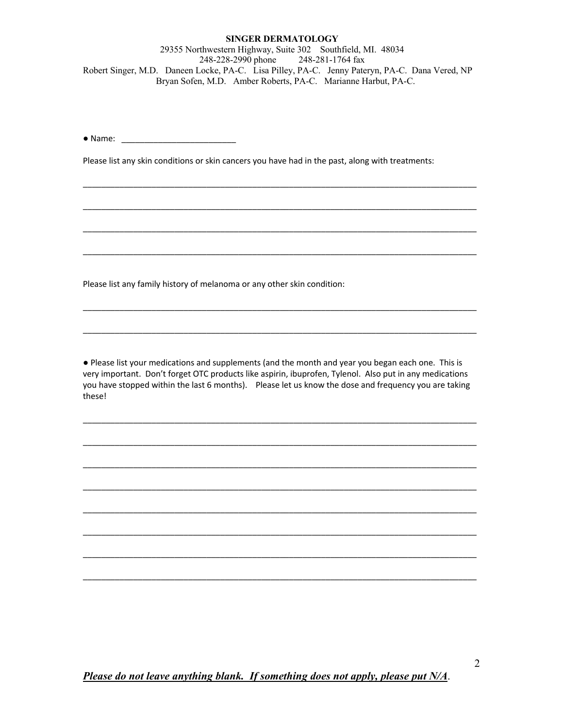**SINGER DERMATOLOGY**

29355 Northwestern Highway, Suite 302 Southfield, MI. 48034

248-228-2990 phone 248-281-1764 fax

Robert Singer, M.D. Daneen Locke, PA-C. Lisa Pilley, PA-C. Jenny Pateryn, PA-C. Dana Vered, NP

Bryan Sofen, M.D. Amber Roberts, PA-C. Marianne Harbut, PA-C.

● Name: ________________________

Please list any skin conditions or skin cancers you have had in the past, along with treatments:

______________________________________________________________________________

______________________________________________________________________________

______________________________________________________________________________

______________________________________________________________________________

Please list any family history of melanoma or any other skin condition:

______________________________________________________________________________

______________________________________________________________________________

● Please list your medications and supplements (and the month and year you began each one. This is very important. Don't forget OTC products like aspirin, ibuprofen, Tylenol. Also put in any medications you have stopped within the last 6 months). Please let us know the dose and frequency you are taking these!

______________________________________________________________________________

______________________________________________________________________________

______________________________________________________________________________

______________________________________________________________________________

______________________________________________________________________________

______________________________________________________________________________

______________________________________________________________________________

______________________________________________________________________________

***Please do not leave anything blank. If something does not apply, please put N/A*.**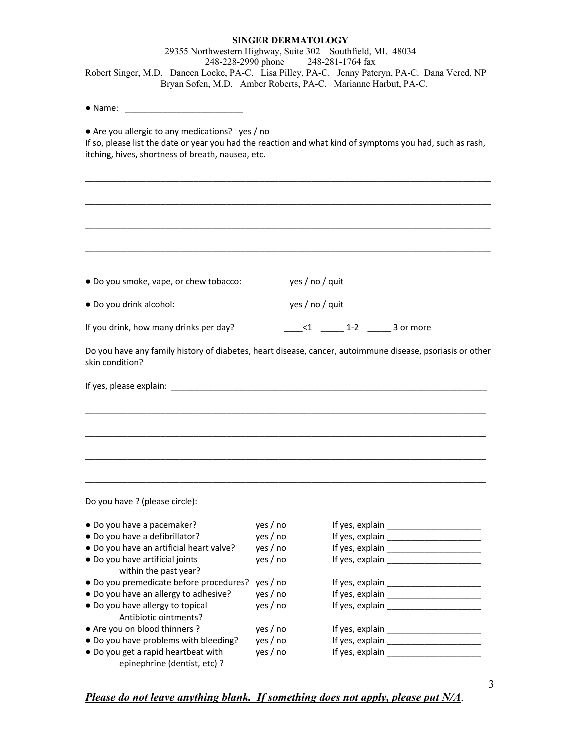**SINGER DERMATOLOGY**

29355 Northwestern Highway, Suite 302 Southfield, MI. 48034

248-228-2990 phone 248-281-1764 fax

Robert Singer, M.D. Daneen Locke, PA-C. Lisa Pilley, PA-C. Jenny Pateryn, PA-C. Dana Vered, NP

Bryan Sofen, M.D. Amber Roberts, PA-C. Marianne Harbut, PA-C.

● Name: _________________________

● Are you allergic to any medications? yes / no

If so, please list the date or year you had the reaction and what kind of symptoms you had, such as rash, itching, hives, shortness of breath, nausea, etc.

_______________________________________________________________________________________

_______________________________________________________________________________________

_______________________________________________________________________________________

_______________________________________________________________________________________

● Do you smoke, vape, or chew tobacco: yes / no / quit

● Do you drink alcohol: yes / no / quit

If you drink, how many drinks per day? ____<1 _____ 1-2 _____ 3 or more

Do you have any family history of diabetes, heart disease, cancer, autoimmune disease, psoriasis or other skin condition?

If yes, please explain: ______________________________________________________________________

_______________________________________________________________________________________

_______________________________________________________________________________________

_______________________________________________________________________________________

_______________________________________________________________________________________

Do you have ? (please circle):

| | | |
|---|---|---|
| ● Do you have a pacemaker? | yes / no | If yes, explain ____________________ |
| ● Do you have a defibrillator? | yes / no | If yes, explain ____________________ |
| ● Do you have an artificial heart valve? | yes / no | If yes, explain ____________________ |
| ● Do you have artificial joints within the past year? | yes / no | If yes, explain ____________________ |
| ● Do you premedicate before procedures? | yes / no | If yes, explain ____________________ |
| ● Do you have an allergy to adhesive? | yes / no | If yes, explain ____________________ |
| ● Do you have allergy to topical Antibiotic ointments? | yes / no | If yes, explain ____________________ |
| ● Are you on blood thinners ? | yes / no | If yes, explain ____________________ |
| ● Do you have problems with bleeding? | yes / no | If yes, explain ____________________ |
| ● Do you get a rapid heartbeat with epinephrine (dentist, etc) ? | yes / no | If yes, explain ____________________ |

***Please do not leave anything blank. If something does not apply, please put N/A***.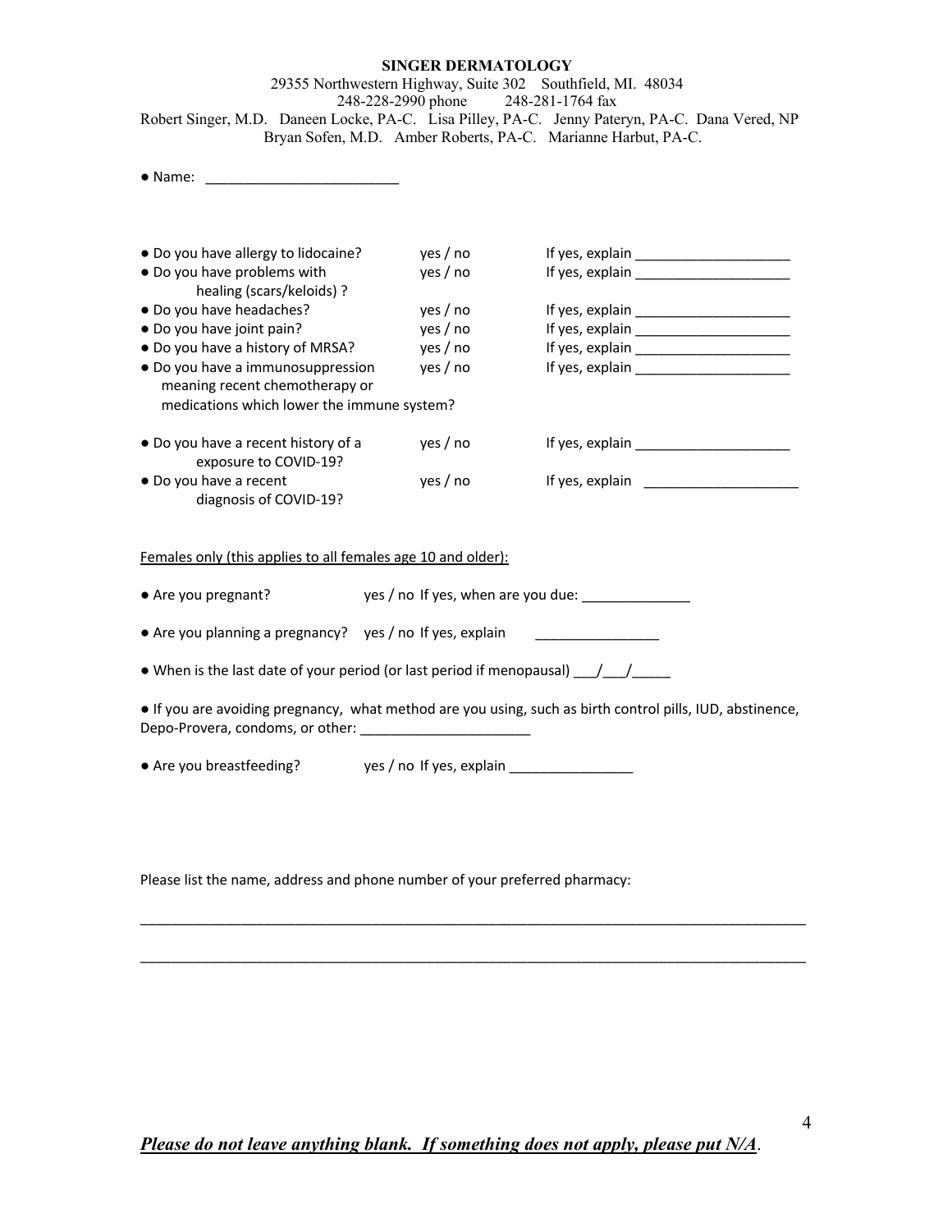**SINGER DERMATOLOGY**

29355 Northwestern Highway, Suite 302 Southfield, MI. 48034
248-228-2990 phone 248-281-1764 fax
Robert Singer, M.D. Daneen Locke, PA-C. Lisa Pilley, PA-C. Jenny Pateryn, PA-C. Dana Vered, NP
Bryan Sofen, M.D. Amber Roberts, PA-C. Marianne Harbut, PA-C.

● Name: ___________________________

● Do you have allergy to lidocaine? yes / no If yes, explain ____________________

● Do you have problems with healing (scars/keloids) ? yes / no If yes, explain ____________________

● Do you have headaches? yes / no If yes, explain ____________________

● Do you have joint pain? yes / no If yes, explain ____________________

● Do you have a history of MRSA? yes / no If yes, explain ____________________

● Do you have a immunosuppression meaning recent chemotherapy or medications which lower the immune system? yes / no If yes, explain ____________________

● Do you have a recent history of a exposure to COVID-19? yes / no If yes, explain ____________________

● Do you have a recent diagnosis of COVID-19? yes / no If yes, explain ____________________

Females only (this applies to all females age 10 and older):

● Are you pregnant? yes / no If yes, when are you due: ______________

● Are you planning a pregnancy? yes / no If yes, explain ________________

● When is the last date of your period (or last period if menopausal) ___/___/_____

● If you are avoiding pregnancy, what method are you using, such as birth control pills, IUD, abstinence, Depo-Provera, condoms, or other: ______________________

● Are you breastfeeding? yes / no If yes, explain ________________

Please list the name, address and phone number of your preferred pharmacy:

_____________________________________________________________________________________

_____________________________________________________________________________________

***Please do not leave anything blank. If something does not apply, please put N/A.***